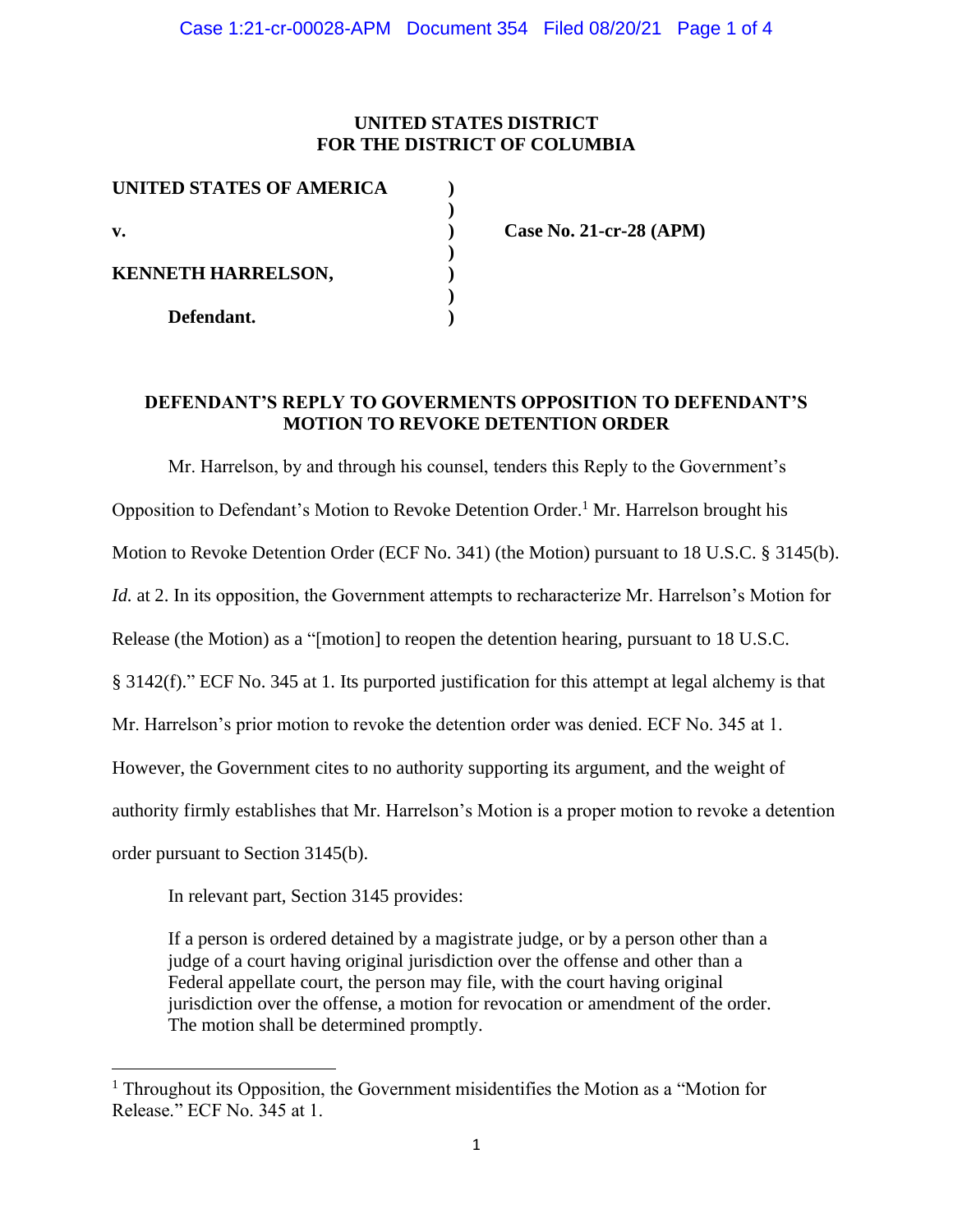**UNITED STATES DISTRICT**
**FOR THE DISTRICT OF COLUMBIA**

| | | |
|---|---|---|
| **UNITED STATES OF AMERICA** | **)** | |
| | **)** | |
| **v.** | **)** | **Case No. 21-cr-28 (APM)** |
| | **)** | |
| **KENNETH HARRELSON,** | **)** | |
| | **)** | |
| **Defendant.** | **)** | |

**DEFENDANT'S REPLY TO GOVERMENTS OPPOSITION TO DEFENDANT'S MOTION TO REVOKE DETENTION ORDER**

Mr. Harrelson, by and through his counsel, tenders this Reply to the Government's Opposition to Defendant's Motion to Revoke Detention Order.[1] Mr. Harrelson brought his Motion to Revoke Detention Order (ECF No. 341) (the Motion) pursuant to 18 U.S.C. § 3145(b). *Id.* at 2. In its opposition, the Government attempts to recharacterize Mr. Harrelson's Motion for Release (the Motion) as a "[motion] to reopen the detention hearing, pursuant to 18 U.S.C. § 3142(f)." ECF No. 345 at 1. Its purported justification for this attempt at legal alchemy is that Mr. Harrelson's prior motion to revoke the detention order was denied. ECF No. 345 at 1. However, the Government cites to no authority supporting its argument, and the weight of authority firmly establishes that Mr. Harrelson's Motion is a proper motion to revoke a detention order pursuant to Section 3145(b).

In relevant part, Section 3145 provides:

> If a person is ordered detained by a magistrate judge, or by a person other than a judge of a court having original jurisdiction over the offense and other than a Federal appellate court, the person may file, with the court having original jurisdiction over the offense, a motion for revocation or amendment of the order. The motion shall be determined promptly.

[1] Throughout its Opposition, the Government misidentifies the Motion as a "Motion for Release." ECF No. 345 at 1.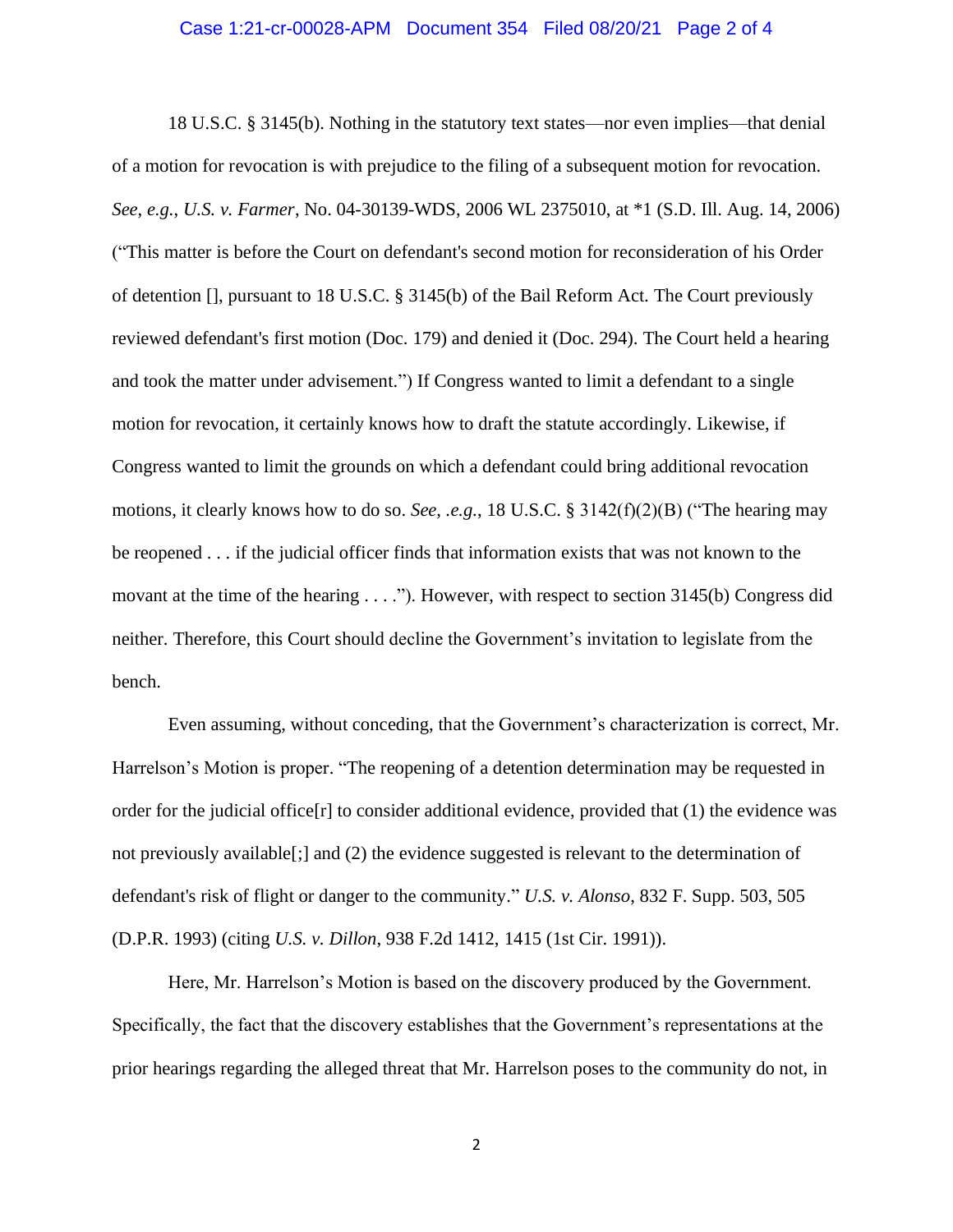18 U.S.C. § 3145(b). Nothing in the statutory text states—nor even implies—that denial of a motion for revocation is with prejudice to the filing of a subsequent motion for revocation. *See*, *e.g.*, *U.S. v. Farmer*, No. 04-30139-WDS, 2006 WL 2375010, at *1 (S.D. Ill. Aug. 14, 2006) ("This matter is before the Court on defendant's second motion for reconsideration of his Order of detention [], pursuant to 18 U.S.C. § 3145(b) of the Bail Reform Act. The Court previously reviewed defendant's first motion (Doc. 179) and denied it (Doc. 294). The Court held a hearing and took the matter under advisement.") If Congress wanted to limit a defendant to a single motion for revocation, it certainly knows how to draft the statute accordingly. Likewise, if Congress wanted to limit the grounds on which a defendant could bring additional revocation motions, it clearly knows how to do so. *See*, *.e.g.*, 18 U.S.C. § 3142(f)(2)(B) ("The hearing may be reopened . . . if the judicial officer finds that information exists that was not known to the movant at the time of the hearing . . . ."). However, with respect to section 3145(b) Congress did neither. Therefore, this Court should decline the Government's invitation to legislate from the bench.

Even assuming, without conceding, that the Government's characterization is correct, Mr. Harrelson's Motion is proper. "The reopening of a detention determination may be requested in order for the judicial office[r] to consider additional evidence, provided that (1) the evidence was not previously available[;] and (2) the evidence suggested is relevant to the determination of defendant's risk of flight or danger to the community." *U.S. v. Alonso*, 832 F. Supp. 503, 505 (D.P.R. 1993) (citing *U.S. v. Dillon*, 938 F.2d 1412, 1415 (1st Cir. 1991)).

Here, Mr. Harrelson's Motion is based on the discovery produced by the Government. Specifically, the fact that the discovery establishes that the Government's representations at the prior hearings regarding the alleged threat that Mr. Harrelson poses to the community do not, in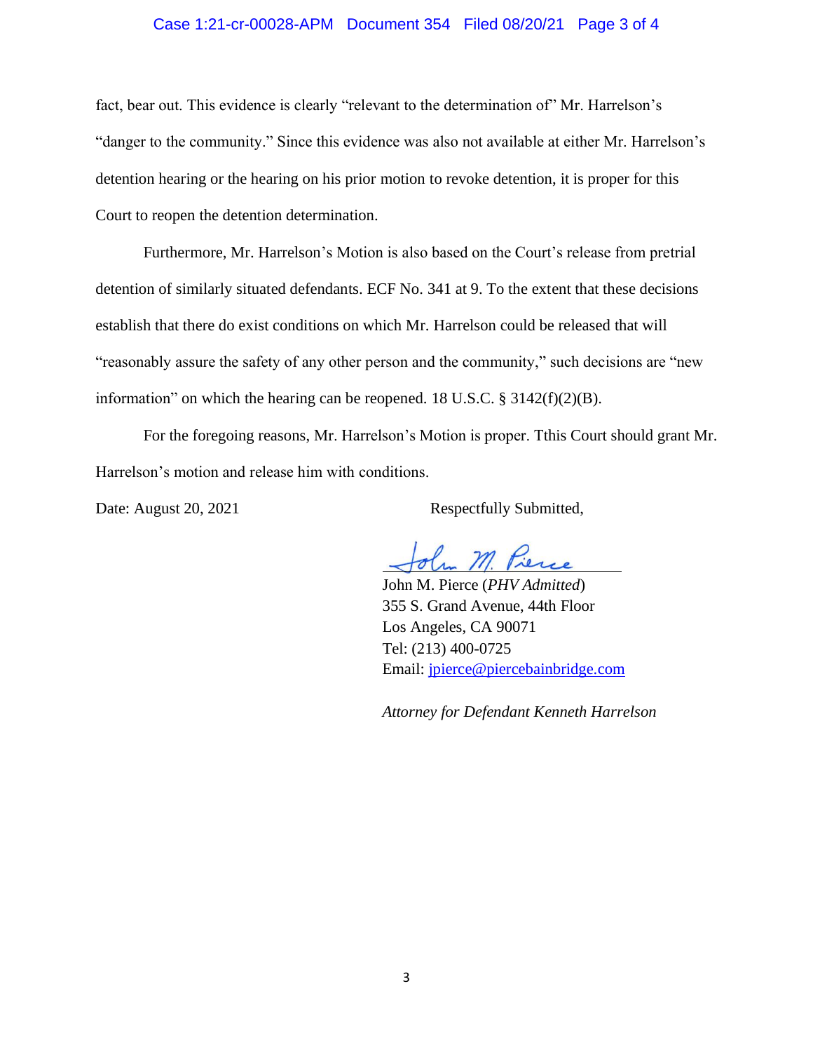fact, bear out. This evidence is clearly "relevant to the determination of" Mr. Harrelson's "danger to the community." Since this evidence was also not available at either Mr. Harrelson's detention hearing or the hearing on his prior motion to revoke detention, it is proper for this Court to reopen the detention determination.

Furthermore, Mr. Harrelson's Motion is also based on the Court's release from pretrial detention of similarly situated defendants. ECF No. 341 at 9. To the extent that these decisions establish that there do exist conditions on which Mr. Harrelson could be released that will "reasonably assure the safety of any other person and the community," such decisions are "new information" on which the hearing can be reopened. 18 U.S.C. § 3142(f)(2)(B).

For the foregoing reasons, Mr. Harrelson's Motion is proper. Tthis Court should grant Mr. Harrelson's motion and release him with conditions.

Date: August 20, 2021

Respectfully Submitted,

John M. Pierce (*PHV Admitted*)
355 S. Grand Avenue, 44th Floor
Los Angeles, CA 90071
Tel: (213) 400-0725
Email: jpierce@piercebainbridge.com

*Attorney for Defendant Kenneth Harrelson*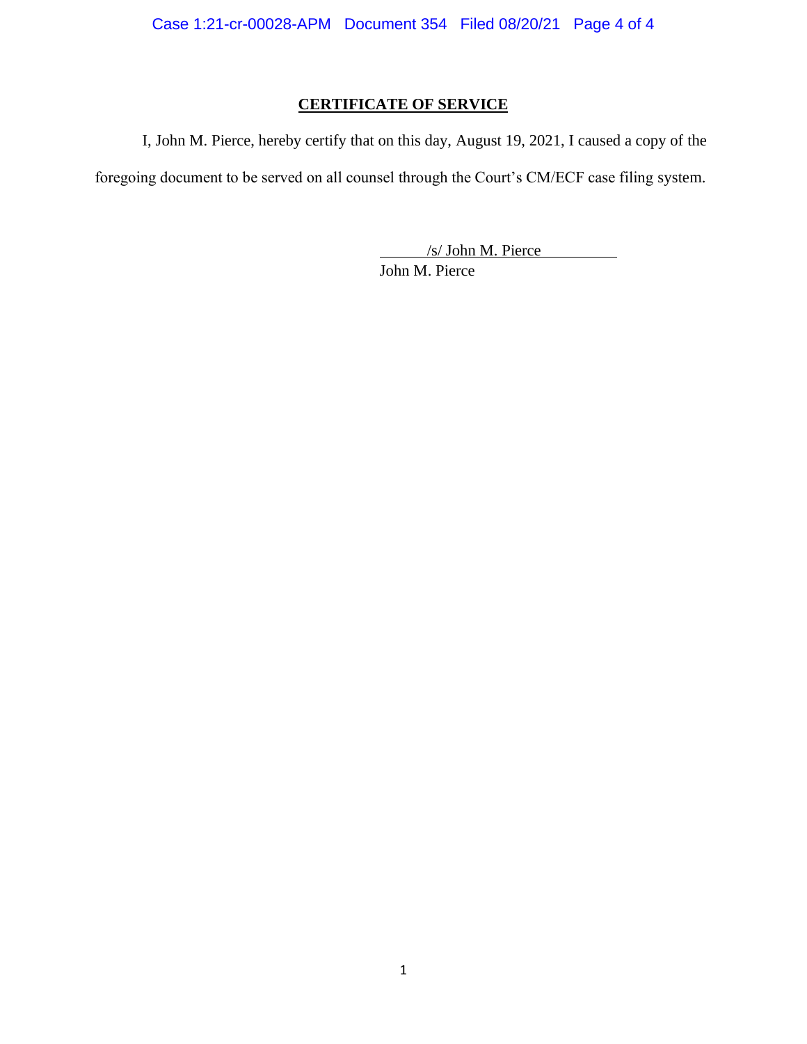**CERTIFICATE OF SERVICE**

I, John M. Pierce, hereby certify that on this day, August 19, 2021, I caused a copy of the foregoing document to be served on all counsel through the Court's CM/ECF case filing system.

/s/ John M. Pierce
John M. Pierce